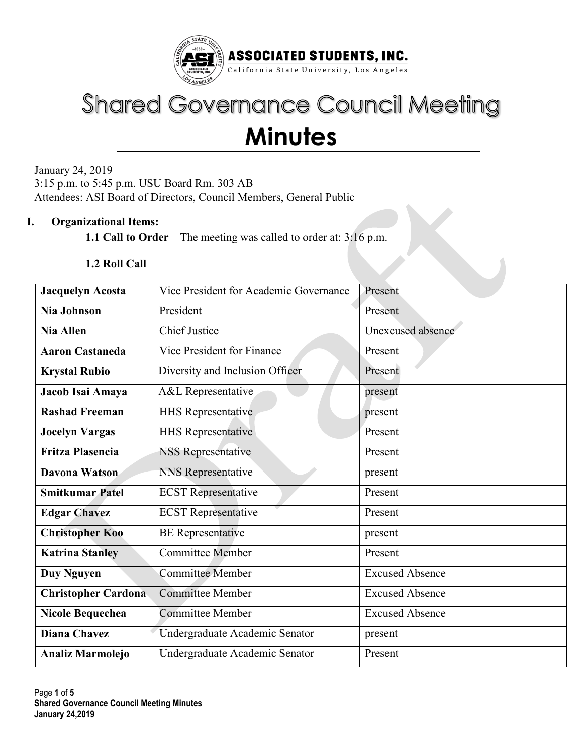ASSOCIATED STUDENTS, INC.
California State University, Los Angeles

# Shared Governance Council Meeting
# Minutes

January 24, 2019
3:15 p.m. to 5:45 p.m. USU Board Rm. 303 AB
Attendees: ASI Board of Directors, Council Members, General Public

## I. Organizational Items:

**1.1 Call to Order** – The meeting was called to order at: 3:16 p.m.

**1.2 Roll Call**

| | | |
|---|---|---|
| **Jacquelyn Acosta** | Vice President for Academic Governance | Present |
| **Nia Johnson** | President | Present |
| **Nia Allen** | Chief Justice | Unexcused absence |
| **Aaron Castaneda** | Vice President for Finance | Present |
| **Krystal Rubio** | Diversity and Inclusion Officer | Present |
| **Jacob Isai Amaya** | A&L Representative | present |
| **Rashad Freeman** | HHS Representative | present |
| **Jocelyn Vargas** | HHS Representative | Present |
| **Fritza Plasencia** | NSS Representative | Present |
| **Davona Watson** | NNS Representative | present |
| **Smitkumar Patel** | ECST Representative | Present |
| **Edgar Chavez** | ECST Representative | Present |
| **Christopher Koo** | BE Representative | present |
| **Katrina Stanley** | Committee Member | Present |
| **Duy Nguyen** | Committee Member | Excused Absence |
| **Christopher Cardona** | Committee Member | Excused Absence |
| **Nicole Bequechea** | Committee Member | Excused Absence |
| **Diana Chavez** | Undergraduate Academic Senator | present |
| **Analiz Marmolejo** | Undergraduate Academic Senator | Present |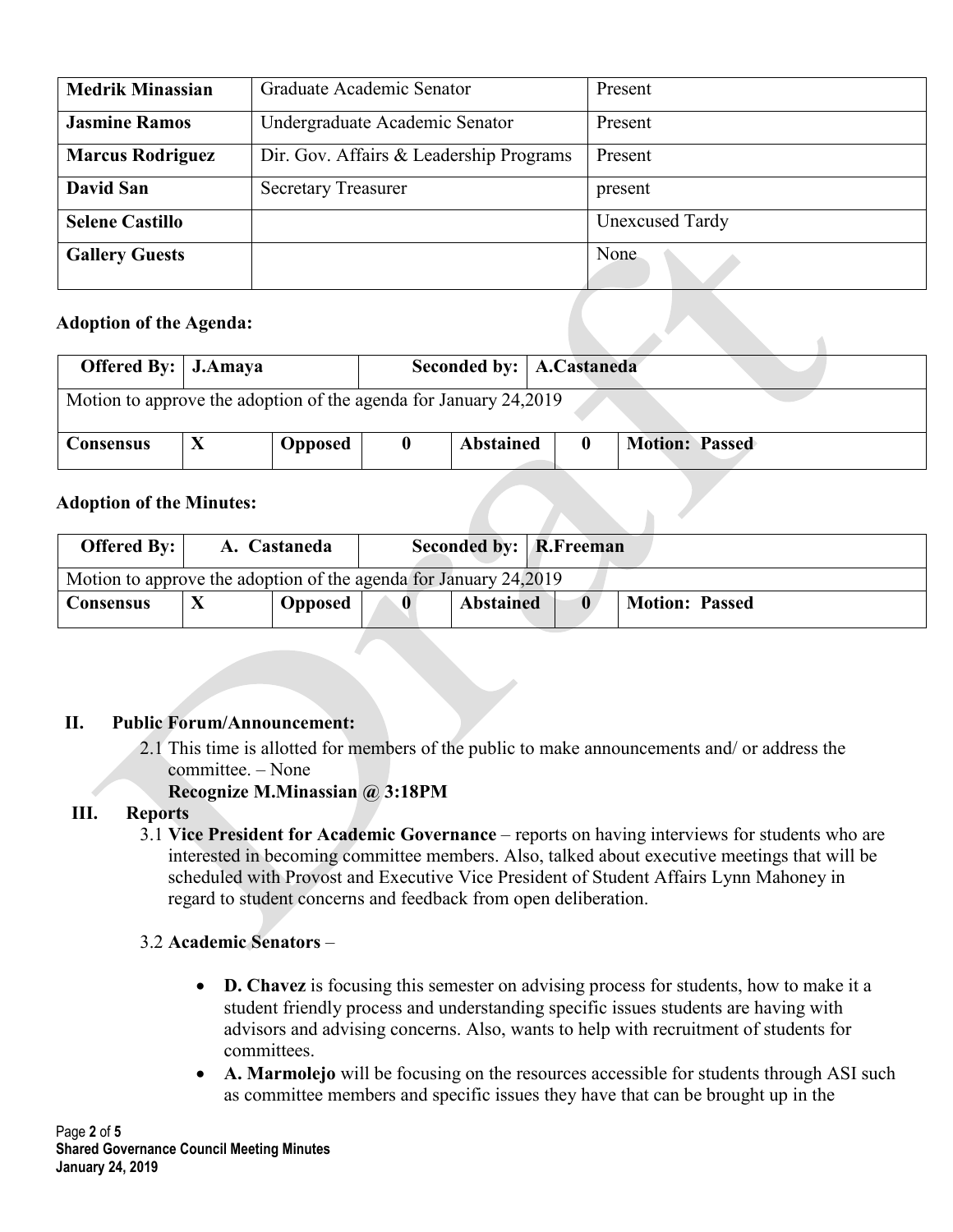| Medrik Minassian | Graduate Academic Senator | Present |
|---|---|---|
| Jasmine Ramos | Undergraduate Academic Senator | Present |
| Marcus Rodriguez | Dir. Gov. Affairs & Leadership Programs | Present |
| David San | Secretary Treasurer | present |
| Selene Castillo | | Unexcused Tardy |
| Gallery Guests | | None |

**Adoption of the Agenda:**

| Offered By: | J.Amaya | | | Seconded by: | A.Castaneda | |
|---|---|---|---|---|---|---|
| Motion to approve the adoption of the agenda for January 24,2019 | | | | | | |
| Consensus | X | Opposed | 0 | Abstained | 0 | Motion: Passed |

**Adoption of the Minutes:**

| Offered By: | A. Castaneda | | | Seconded by: | R.Freeman | |
|---|---|---|---|---|---|---|
| Motion to approve the adoption of the agenda for January 24,2019 | | | | | | |
| Consensus | X | Opposed | 0 | Abstained | 0 | Motion: Passed |

## II. Public Forum/Announcement:

2.1 This time is allotted for members of the public to make announcements and/ or address the committee. – None

**Recognize M.Minassian @ 3:18PM**

## III. Reports

3.1 **Vice President for Academic Governance** – reports on having interviews for students who are interested in becoming committee members. Also, talked about executive meetings that will be scheduled with Provost and Executive Vice President of Student Affairs Lynn Mahoney in regard to student concerns and feedback from open deliberation.

3.2 **Academic Senators** –

- **D. Chavez** is focusing this semester on advising process for students, how to make it a student friendly process and understanding specific issues students are having with advisors and advising concerns. Also, wants to help with recruitment of students for committees.
- **A. Marmolejo** will be focusing on the resources accessible for students through ASI such as committee members and specific issues they have that can be brought up in the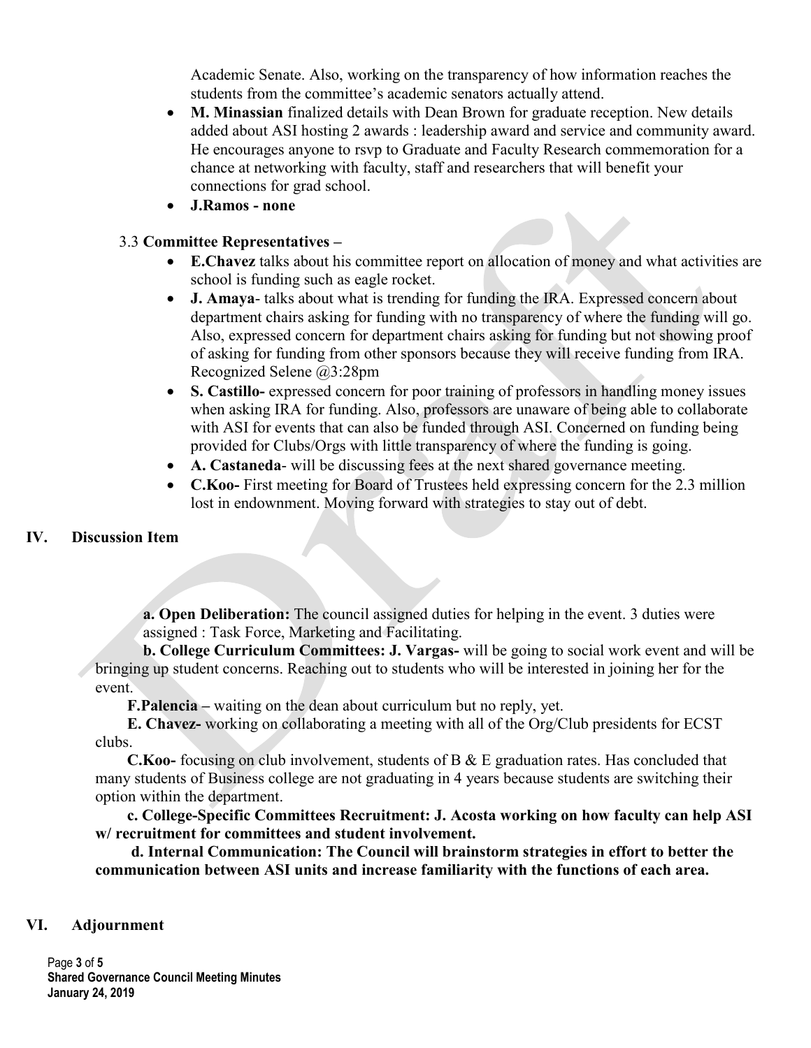Academic Senate. Also, working on the transparency of how information reaches the students from the committee's academic senators actually attend.

- **M. Minassian** finalized details with Dean Brown for graduate reception. New details added about ASI hosting 2 awards : leadership award and service and community award. He encourages anyone to rsvp to Graduate and Faculty Research commemoration for a chance at networking with faculty, staff and researchers that will benefit your connections for grad school.
- **J.Ramos - none**

3.3 **Committee Representatives –**

- **E.Chavez** talks about his committee report on allocation of money and what activities are school is funding such as eagle rocket.
- **J. Amaya**- talks about what is trending for funding the IRA. Expressed concern about department chairs asking for funding with no transparency of where the funding will go. Also, expressed concern for department chairs asking for funding but not showing proof of asking for funding from other sponsors because they will receive funding from IRA. Recognized Selene @3:28pm
- **S. Castillo-** expressed concern for poor training of professors in handling money issues when asking IRA for funding. Also, professors are unaware of being able to collaborate with ASI for events that can also be funded through ASI. Concerned on funding being provided for Clubs/Orgs with little transparency of where the funding is going.
- **A. Castaneda**- will be discussing fees at the next shared governance meeting.
- **C.Koo-** First meeting for Board of Trustees held expressing concern for the 2.3 million lost in endownment. Moving forward with strategies to stay out of debt.

## IV. Discussion Item

**a. Open Deliberation:** The council assigned duties for helping in the event. 3 duties were assigned : Task Force, Marketing and Facilitating.

**b. College Curriculum Committees: J. Vargas-** will be going to social work event and will be bringing up student concerns. Reaching out to students who will be interested in joining her for the event.

**F.Palencia –** waiting on the dean about curriculum but no reply, yet.

**E. Chavez-** working on collaborating a meeting with all of the Org/Club presidents for ECST clubs.

**C.Koo-** focusing on club involvement, students of B & E graduation rates. Has concluded that many students of Business college are not graduating in 4 years because students are switching their option within the department.

**c. College-Specific Committees Recruitment: J. Acosta working on how faculty can help ASI w/ recruitment for committees and student involvement.**

**d. Internal Communication: The Council will brainstorm strategies in effort to better the communication between ASI units and increase familiarity with the functions of each area.**

## VI. Adjournment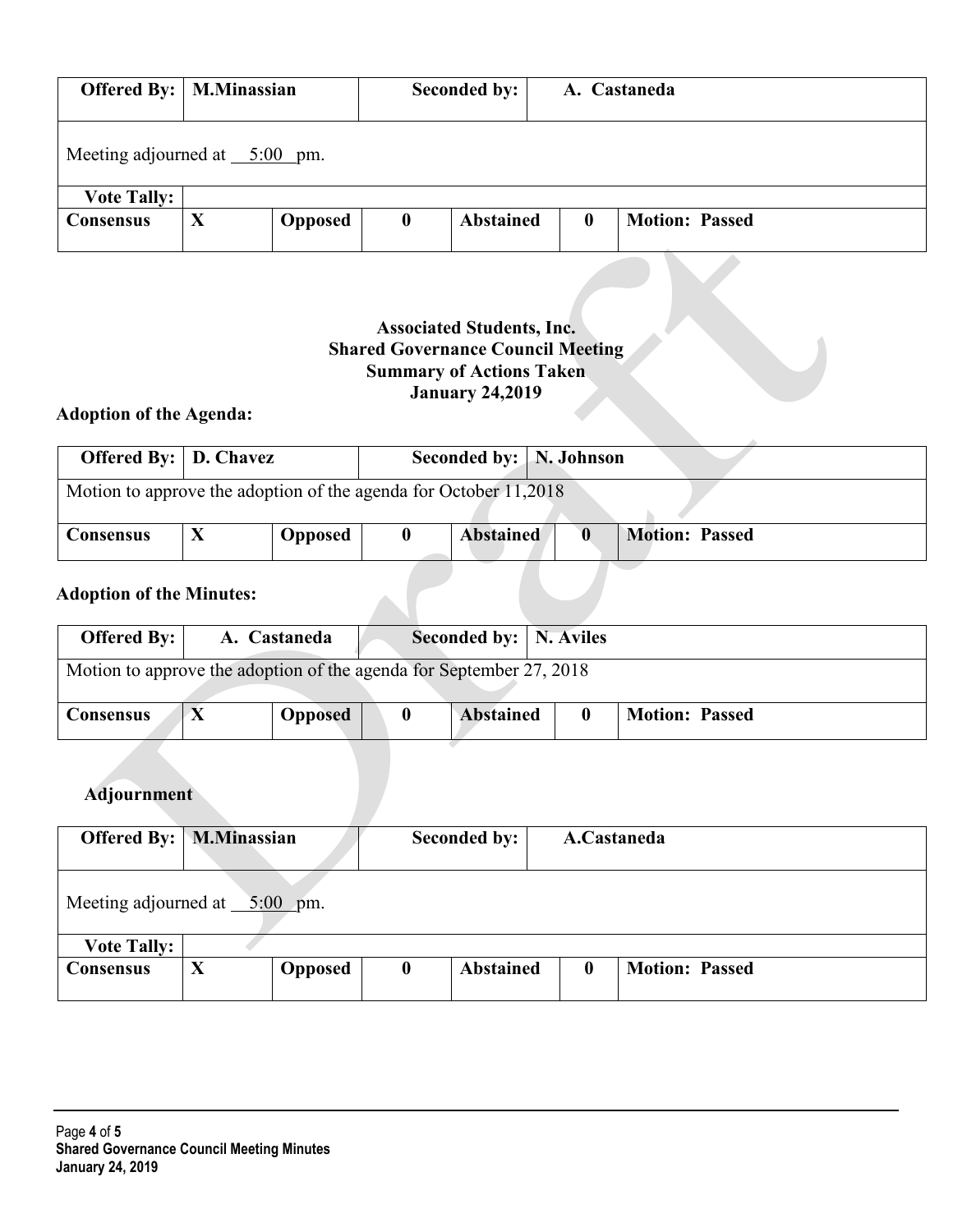| Offered By: | M.Minassian | | Seconded by: | | A. Castaneda |
|---|---|---|---|---|---|
| Meeting adjourned at 5:00 pm. | | | | | |
| **Vote Tally:** | | | | | |
| **Consensus** | **X** | **Opposed** | **0** | **Abstained** | **0** | **Motion: Passed** |

**Associated Students, Inc.**
**Shared Governance Council Meeting**
**Summary of Actions Taken**
**January 24,2019**

**Adoption of the Agenda:**

| Offered By: | D. Chavez | | Seconded by: | N. Johnson | | |
|---|---|---|---|---|---|---|
| Motion to approve the adoption of the agenda for October 11,2018 | | | | | | |
| **Consensus** | **X** | **Opposed** | **0** | **Abstained** | **0** | **Motion: Passed** |

**Adoption of the Minutes:**

| Offered By: | A. Castaneda | | Seconded by: | N. Aviles | | |
|---|---|---|---|---|---|---|
| Motion to approve the adoption of the agenda for September 27, 2018 | | | | | | |
| **Consensus** | **X** | **Opposed** | **0** | **Abstained** | **0** | **Motion: Passed** |

**Adjournment**

| Offered By: | M.Minassian | | Seconded by: | | A.Castaneda | |
|---|---|---|---|---|---|---|
| Meeting adjourned at 5:00 pm. | | | | | | |
| **Vote Tally:** | | | | | | |
| **Consensus** | **X** | **Opposed** | **0** | **Abstained** | **0** | **Motion: Passed** |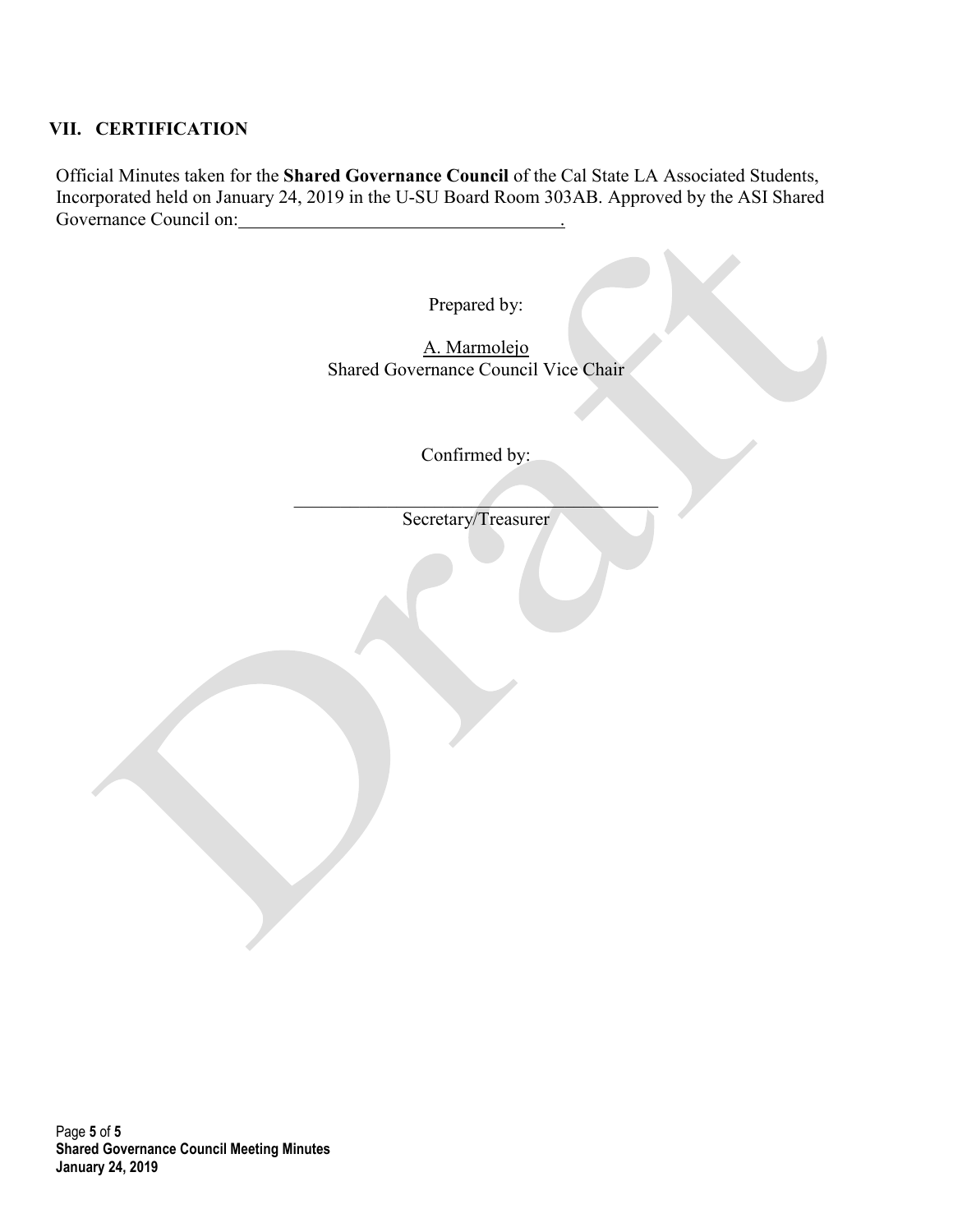## VII. CERTIFICATION

Official Minutes taken for the **Shared Governance Council** of the Cal State LA Associated Students, Incorporated held on January 24, 2019 in the U-SU Board Room 303AB. Approved by the ASI Shared Governance Council on:\_\_\_\_\_\_\_\_\_\_\_\_\_\_\_\_\_\_\_\_\_\_\_\_\_\_\_\_\_\_\_\_\_\_\_\_.

Prepared by:

A. Marmolejo
Shared Governance Council Vice Chair

Confirmed by:

\_\_\_\_\_\_\_\_\_\_\_\_\_\_\_\_\_\_\_\_\_\_\_\_\_\_\_\_\_\_\_\_\_\_\_\_\_\_\_\_
Secretary/Treasurer

Draft